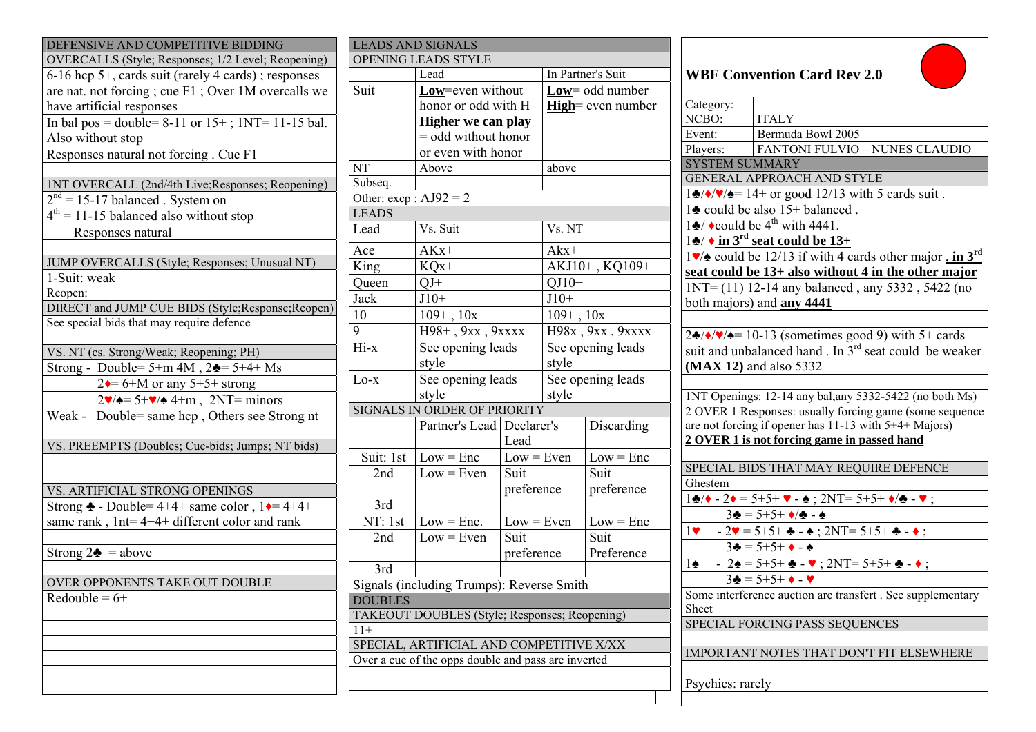## DEFENSIVE AND COMPETITIVE BIDDING

### OVERCALLS (Style; Responses; 1/2 Level; Reopening)

6-16 hcp 5+, cards suit (rarely 4 cards) ; responses are nat. not forcing ; cue F1 ; Over 1M overcalls we have artificial responses

In bal pos = double= 8-11 or 15+ ; 1NT= 11-15 bal. Also without stop

Responses natural not forcing . Cue F1

### 1NT OVERCALL (2nd/4th Live;Responses; Reopening)

2nd = 15-17 balanced . System on

4th = 11-15 balanced also without stop

Responses natural

### JUMP OVERCALLS (Style; Responses; Unusual NT)

1-Suit: weak

Reopen:

### DIRECT and JUMP CUE BIDS (Style;Response;Reopen)

See special bids that may require defence

### VS. NT (cs. Strong/Weak; Reopening; PH)

Strong - Double= 5+m 4M , 2♣= 5+4+ Ms

2♦= 6+M or any 5+5+ strong

2♥/♠= 5+♥/♠ 4+m , 2NT= minors

Weak - Double= same hcp , Others see Strong nt

### VS. PREEMPTS (Doubles; Cue-bids; Jumps; NT bids)

### VS. ARTIFICIAL STRONG OPENINGS

Strong ♣ - Double= 4+4+ same color , 1♦= 4+4+ same rank , 1nt= 4+4+ different color and rank

Strong 2♣ = above

### OVER OPPONENTS TAKE OUT DOUBLE

Redouble = 6+

## LEADS AND SIGNALS

### OPENING LEADS STYLE

| | Lead | In Partner's Suit |
|---|---|---|
| Suit | **Low**=even without honor or odd with H **Higher we can play** = odd without honor or even with honor | **Low**= odd number **High**= even number |
| NT | Above | above |
| Subseq. | | |

Other: excp : AJ92 = 2

### LEADS

| Lead | Vs. Suit | Vs. NT |
|---|---|---|
| Ace | AKx+ | Akx+ |
| King | KQx+ | AKJ10+ , KQ109+ |
| Queen | QJ+ | QJ10+ |
| Jack | J10+ | J10+ |
| 10 | 109+ , 10x | 109+ , 10x |
| 9 | H98+ , 9xx , 9xxxx | H98x , 9xx , 9xxxx |
| Hi-x | See opening leads style | See opening leads style |
| Lo-x | See opening leads style | See opening leads style |

### SIGNALS IN ORDER OF PRIORITY

| | | Partner's Lead | Declarer's Lead | Discarding |
|---|---|---|---|---|
| Suit: | 1st | Low = Enc | Low = Even | Low = Enc |
| | 2nd | Low = Even | Suit preference | Suit preference |
| | 3rd | | | |
| NT: | 1st | Low = Enc. | Low = Even | Low = Enc |
| | 2nd | Low = Even | Suit preference | Suit Preference |
| | 3rd | | | |

Signals (including Trumps): Reverse Smith

## DOUBLES

### TAKEOUT DOUBLES (Style; Responses; Reopening)

11+

### SPECIAL, ARTIFICIAL AND COMPETITIVE X/XX

Over a cue of the opps double and pass are inverted

## WBF Convention Card Rev 2.0

| | |
|---|---|
| Category: | |
| NCBO: | ITALY |
| Event: | Bermuda Bowl 2005 |
| Players: | FANTONI FULVIO – NUNES CLAUDIO |

## SYSTEM SUMMARY

### GENERAL APPROACH AND STYLE

1♣/♦/♥/♠= 14+ or good 12/13 with 5 cards suit .

1♣ could be also 15+ balanced .

1♣/ ♦could be 4th with 4441.

**1♣/ ♦ in 3rd seat could be 13+**

1♥/♠ could be 12/13 if with 4 cards other major **, in 3rd seat could be 13+ also without 4 in the other major**

1NT= (11) 12-14 any balanced , any 5332 , 5422 (no both majors) and **any 4441**

2♣/♦/♥/♠= 10-13 (sometimes good 9) with 5+ cards suit and unbalanced hand . In 3rd seat could be weaker **(MAX 12)** and also 5332

1NT Openings: 12-14 any bal,any 5332-5422 (no both Ms)

2 OVER 1 Responses: usually forcing game (some sequence are not forcing if opener has 11-13 with 5+4+ Majors)

**2 OVER 1 is not forcing game in passed hand**

### SPECIAL BIDS THAT MAY REQUIRE DEFENCE

Ghestem

1♣/♦ - 2♦ = 5+5+ ♥ - ♠ ; 2NT= 5+5+ ♦/♣ - ♥ ;

3♣ = 5+5+ ♦/♣ - ♠

1♥ - 2♥ = 5+5+ ♣ - ♠ ; 2NT= 5+5+ ♣ - ♦ ;

3♣ = 5+5+ ♦ - ♠

1♠ - 2♠ = 5+5+ ♣ - ♥ ; 2NT= 5+5+ ♣ - ♦ ;

3♣ = 5+5+ ♦ - ♥

Some interference auction are transfert . See supplementary Sheet

### SPECIAL FORCING PASS SEQUENCES

### IMPORTANT NOTES THAT DON'T FIT ELSEWHERE

Psychics: rarely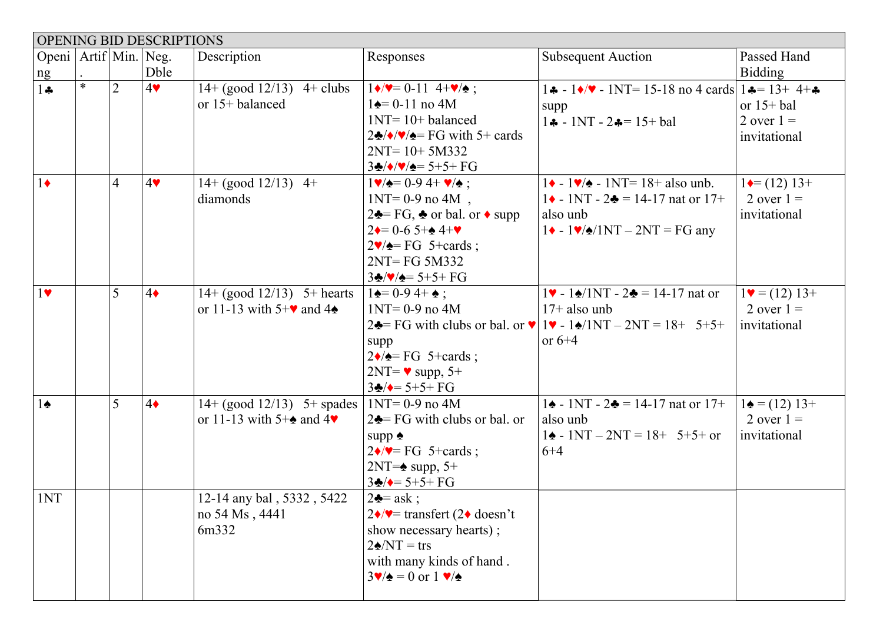| OPENING BID DESCRIPTIONS | | | | | | | |
|---|---|---|---|---|---|---|---|
| Opening | Artif. | Min. | Neg. Dble | Description | Responses | Subsequent Auction | Passed Hand Bidding |
| 1♣ | * | 2 | 4♥ | 14+ (good 12/13) 4+ clubs or 15+ balanced | 1♦/♥= 0-11 4+♥/♠ ;<br>1♠= 0-11 no 4M<br>1NT= 10+ balanced<br>2♣/♦/♥/♠= FG with 5+ cards<br>2NT= 10+ 5M332<br>3♣/♦/♥/♠= 5+5+ FG | 1♣ - 1♦/♥ - 1NT= 15-18 no 4 cards supp<br>1♣ - 1NT - 2♣= 15+ bal | 1♣= 13+ 4+♣ or 15+ bal<br>2 over 1 = invitational |
| 1♦ | | 4 | 4♥ | 14+ (good 12/13) 4+ diamonds | 1♥/♠= 0-9 4+ ♥/♠ ;<br>1NT= 0-9 no 4M ,<br>2♣= FG, ♣ or bal. or ♦ supp<br>2♦= 0-6 5+♠ 4+♥<br>2♥/♠= FG 5+cards ;<br>2NT= FG 5M332<br>3♣/♥/♠= 5+5+ FG | 1♦ - 1♥/♠ - 1NT= 18+ also unb.<br>1♦ - 1NT - 2♣ = 14-17 nat or 17+ also unb<br>1♦ - 1♥/♠/1NT – 2NT = FG any | 1♦= (12) 13+<br>2 over 1 = invitational |
| 1♥ | | 5 | 4♦ | 14+ (good 12/13) 5+ hearts or 11-13 with 5+♥ and 4♠ | 1♠= 0-9 4+ ♠ ;<br>1NT= 0-9 no 4M<br>2♣= FG with clubs or bal. or ♥ supp<br>2♦/♠= FG 5+cards ;<br>2NT= ♥ supp, 5+<br>3♣/♦= 5+5+ FG | 1♥ - 1♠/1NT - 2♣ = 14-17 nat or 17+ also unb<br>1♥ - 1♠/1NT – 2NT = 18+ 5+5+ or 6+4 | 1♥ = (12) 13+<br>2 over 1 = invitational |
| 1♠ | | 5 | 4♦ | 14+ (good 12/13) 5+ spades or 11-13 with 5+♠ and 4♥ | 1NT= 0-9 no 4M<br>2♣= FG with clubs or bal. or supp ♠<br>2♦/♥= FG 5+cards ;<br>2NT=♠ supp, 5+<br>3♣/♦= 5+5+ FG | 1♠ - 1NT - 2♣ = 14-17 nat or 17+ also unb<br>1♠ - 1NT – 2NT = 18+ 5+5+ or 6+4 | 1♠ = (12) 13+<br>2 over 1 = invitational |
| 1NT | | | | 12-14 any bal , 5332 , 5422 no 54 Ms , 4441<br>6m332 | 2♣= ask ;<br>2♦/♥= transfert (2♦ doesn't show necessary hearts) ;<br>2♠/NT = trs<br>with many kinds of hand .<br>3♥/♠ = 0 or 1 ♥/♠ | | |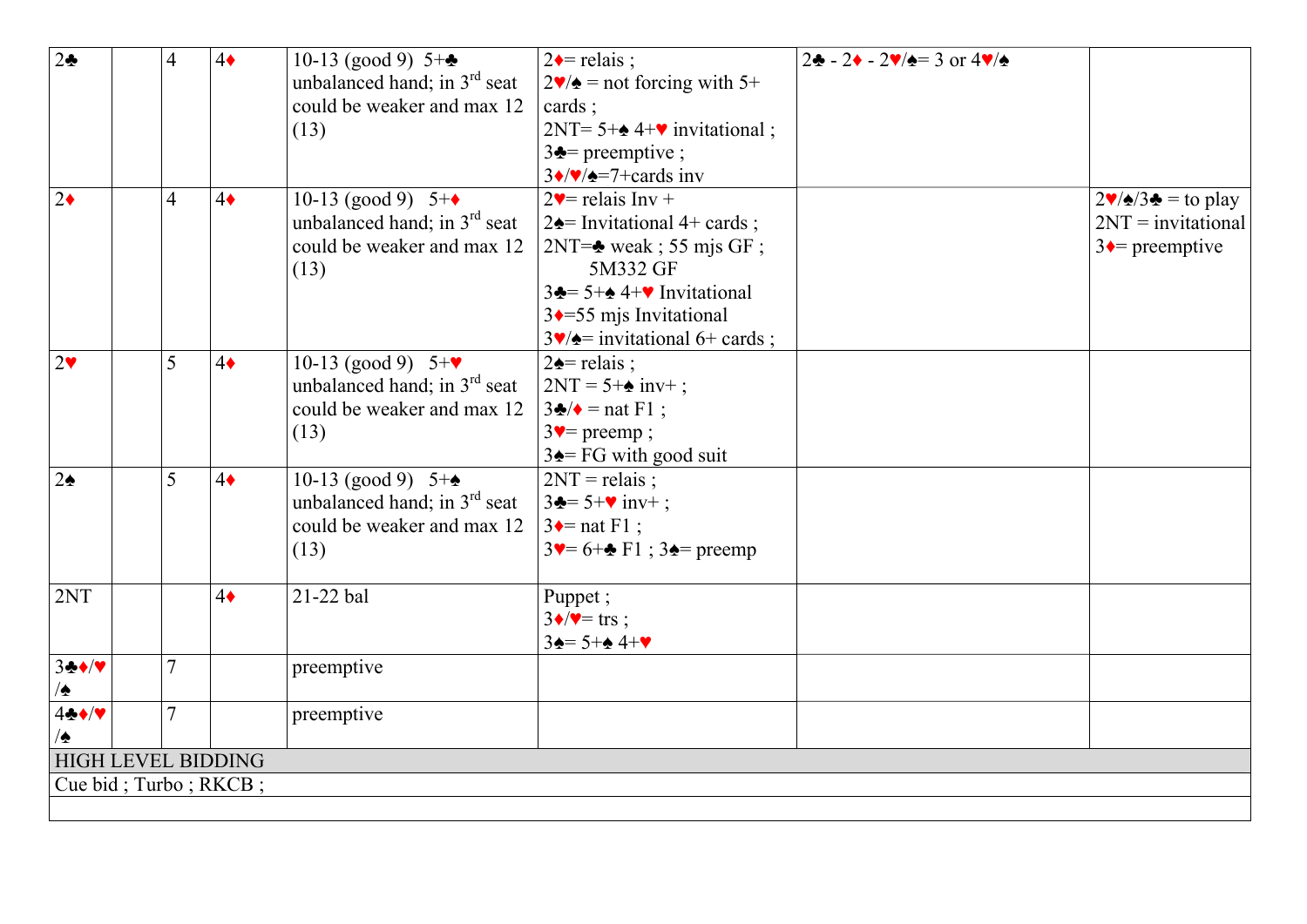| 2♣ | | 4 | 4♦ | 10-13 (good 9) 5+♣ unbalanced hand; in 3rd seat could be weaker and max 12 (13) | 2♦= relais ;<br>2♥/♠ = not forcing with 5+ cards ;<br>2NT= 5+♠ 4+♥ invitational ;<br>3♣= preemptive ;<br>3♦/♥/♠=7+cards inv | 2♣ - 2♦ - 2♥/♠= 3 or 4♥/♠ | |
|---|---|---|---|---|---|---|---|
| 2♦ | | 4 | 4♦ | 10-13 (good 9) 5+♦ unbalanced hand; in 3rd seat could be weaker and max 12 (13) | 2♥= relais Inv +<br>2♠= Invitational 4+ cards ;<br>2NT=♣ weak ; 55 mjs GF ; 5M332 GF<br>3♣= 5+♠ 4+♥ Invitational<br>3♦=55 mjs Invitational<br>3♥/♠= invitational 6+ cards ; | | 2♥/♠/3♣ = to play<br>2NT = invitational<br>3♦= preemptive |
| 2♥ | | 5 | 4♦ | 10-13 (good 9) 5+♥ unbalanced hand; in 3rd seat could be weaker and max 12 (13) | 2♠= relais ;<br>2NT = 5+♠ inv+ ;<br>3♣/♦ = nat F1 ;<br>3♥= preemp ;<br>3♠= FG with good suit | | |
| 2♠ | | 5 | 4♦ | 10-13 (good 9) 5+♠ unbalanced hand; in 3rd seat could be weaker and max 12 (13) | 2NT = relais ;<br>3♣= 5+♥ inv+ ;<br>3♦= nat F1 ;<br>3♥= 6+♣ F1 ; 3♠= preemp | | |
| 2NT | | | 4♦ | 21-22 bal | Puppet ;<br>3♦/♥= trs ;<br>3♠= 5+♠ 4+♥ | | |
| 3♣♦/♥/♠ | | 7 | | preemptive | | | |
| 4♣♦/♥/♠ | | 7 | | preemptive | | | |
| HIGH LEVEL BIDDING | | | | | | | |
| Cue bid ; Turbo ; RKCB ; | | | | | | | |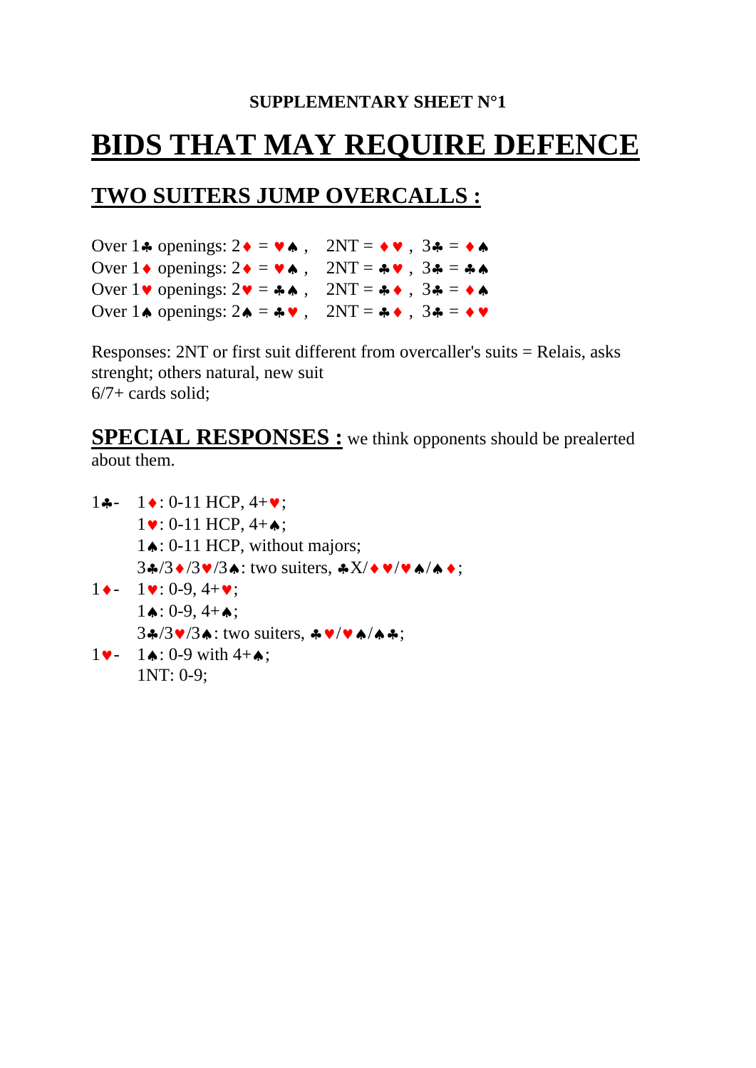**SUPPLEMENTARY SHEET N°1**

# BIDS THAT MAY REQUIRE DEFENCE

## TWO SUITERS JUMP OVERCALLS :

Over 1♣ openings: 2♦ = ♥♠ ,  2NT = ♦♥ , 3♣ = ♦♠
Over 1♦ openings: 2♦ = ♥♠ ,  2NT = ♣♥ , 3♣ = ♣♠
Over 1♥ openings: 2♥ = ♣♠ ,  2NT = ♣♦ , 3♣ = ♦♠
Over 1♠ openings: 2♠ = ♣♥ ,  2NT = ♣♦ , 3♣ = ♦♥

Responses: 2NT or first suit different from overcaller's suits = Relais, asks strenght; others natural, new suit
6/7+ cards solid;

## SPECIAL RESPONSES : 

we think opponents should be prealerted about them.

1♣- 1♦: 0-11 HCP, 4+♥;
1♥: 0-11 HCP, 4+♠;
1♠: 0-11 HCP, without majors;
3♣/3♦/3♥/3♠: two suiters, ♣X/♦♥/♥♠/♠♦;

1♦- 1♥: 0-9, 4+♥;
1♠: 0-9, 4+♠;
3♣/3♥/3♠: two suiters, ♣♥/♥♠/♠♣;

1♥- 1♠: 0-9 with 4+♠;
1NT: 0-9;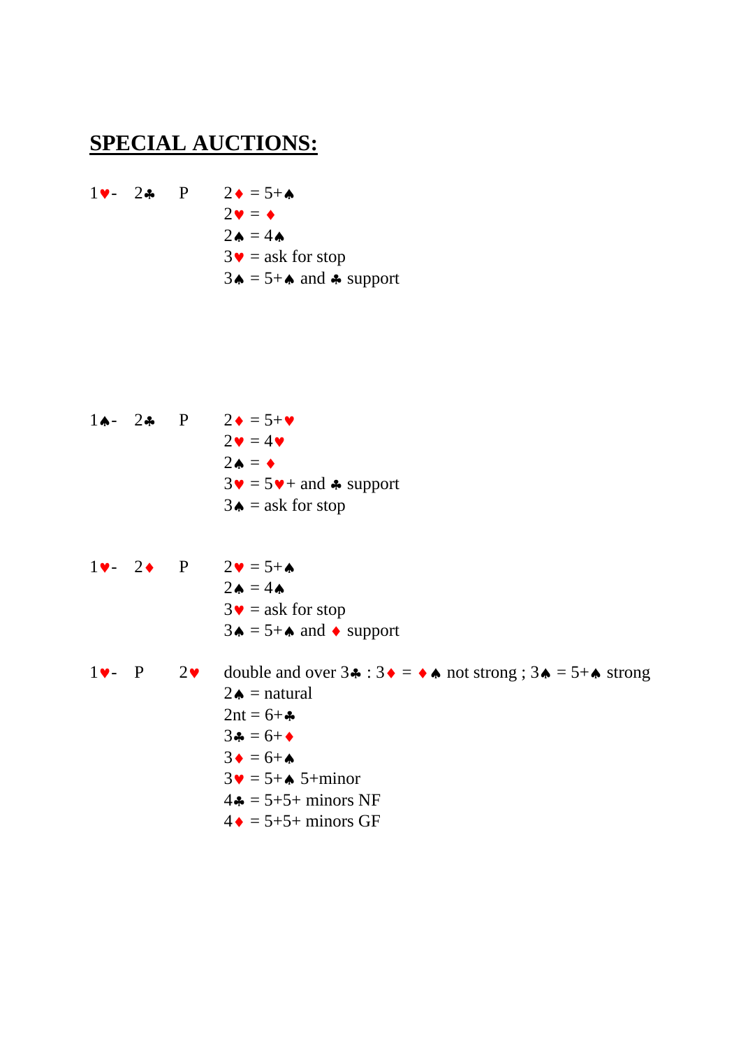# SPECIAL AUCTIONS:

1♥- 2♣ P
- 2♦ = 5+♠
- 2♥ = ♦
- 2♠ = 4♠
- 3♥ = ask for stop
- 3♠ = 5+♠ and ♣ support

1♠- 2♣ P
- 2♦ = 5+♥
- 2♥ = 4♥
- 2♠ = ♦
- 3♥ = 5♥+ and ♣ support
- 3♠ = ask for stop

1♥- 2♦ P
- 2♥ = 5+♠
- 2♠ = 4♠
- 3♥ = ask for stop
- 3♠ = 5+♠ and ♦ support

1♥- P 2♥
- double and over 3♣ : 3♦ = ♦♠ not strong ; 3♠ = 5+♠ strong
- 2♠ = natural
- 2nt = 6+♣
- 3♣ = 6+♦
- 3♦ = 6+♠
- 3♥ = 5+♠ 5+minor
- 4♣ = 5+5+ minors NF
- 4♦ = 5+5+ minors GF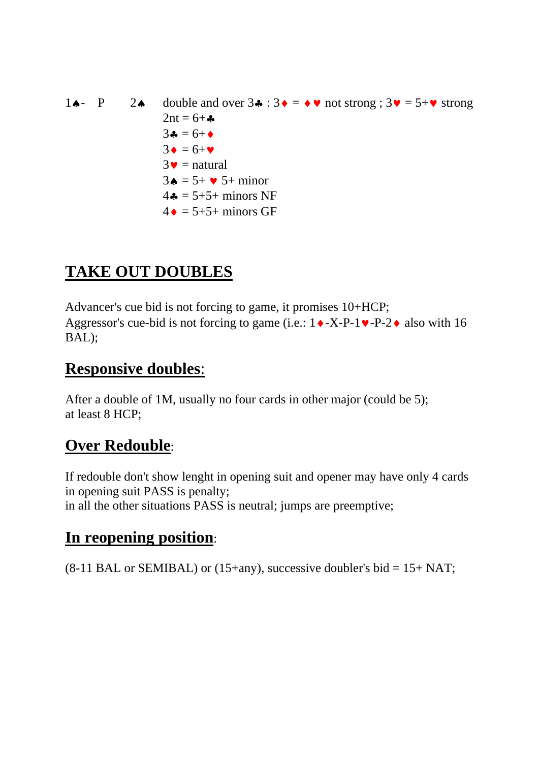1♠- P 2♠ double and over 3♣ : 3♦ = ♦ ♥ not strong ; 3♥ = 5+♥ strong
2nt = 6+♣
3♣ = 6+♦
3♦ = 6+♥
3♥ = natural
3♠ = 5+ ♥ 5+ minor
4♣ = 5+5+ minors NF
4♦ = 5+5+ minors GF

# TAKE OUT DOUBLES

Advancer's cue bid is not forcing to game, it promises 10+HCP;
Aggressor's cue-bid is not forcing to game (i.e.: 1♦-X-P-1♥-P-2♦ also with 16 BAL);

## Responsive doubles:

After a double of 1M, usually no four cards in other major (could be 5);
at least 8 HCP;

## Over Redouble:

If redouble don't show lenght in opening suit and opener may have only 4 cards in opening suit PASS is penalty;
in all the other situations PASS is neutral; jumps are preemptive;

## In reopening position:

(8-11 BAL or SEMIBAL) or (15+any), successive doubler's bid = 15+ NAT;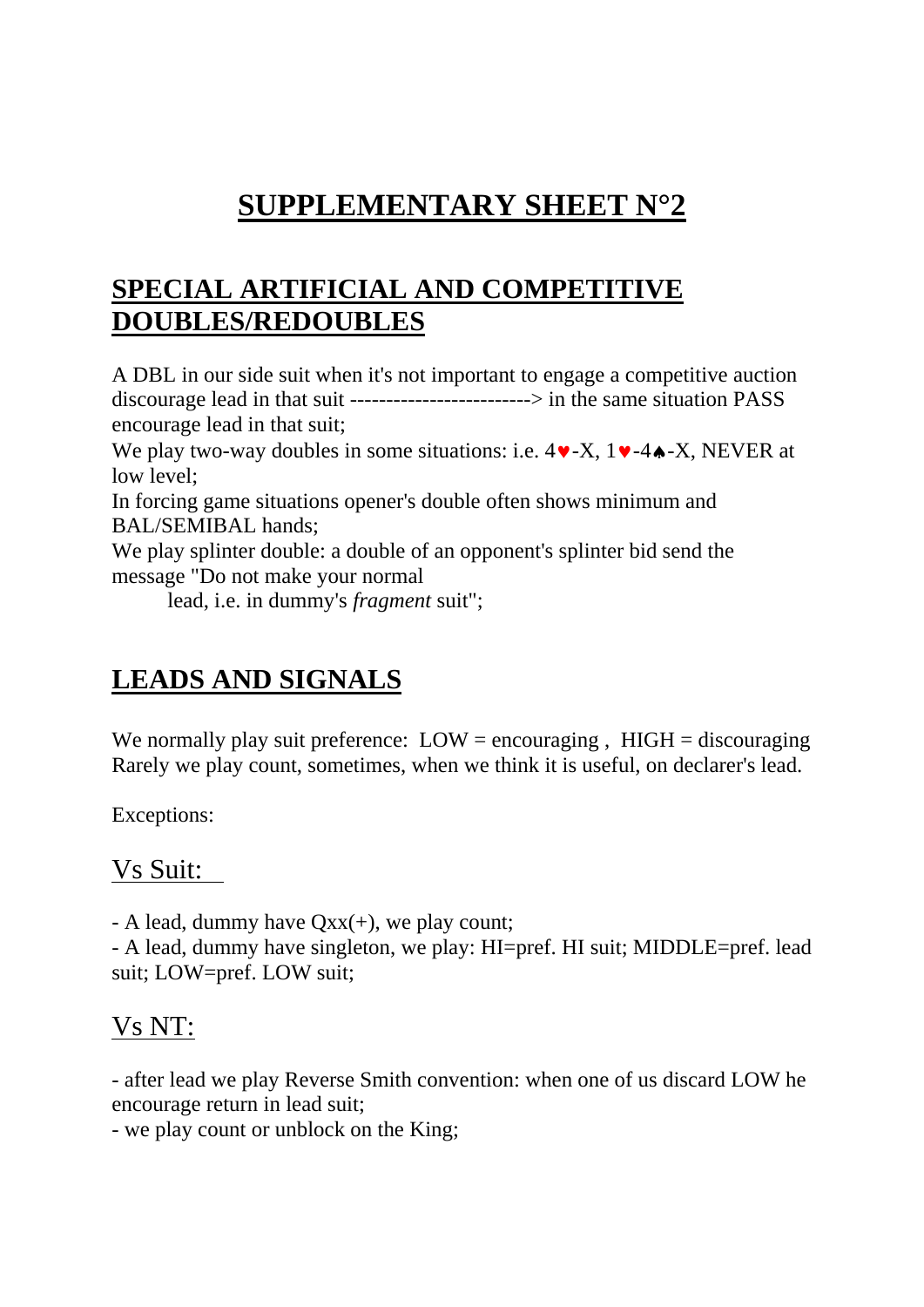# SUPPLEMENTARY SHEET N°2

## SPECIAL ARTIFICIAL AND COMPETITIVE DOUBLES/REDOUBLES

A DBL in our side suit when it's not important to engage a competitive auction discourage lead in that suit -------------------------> in the same situation PASS encourage lead in that suit;

We play two-way doubles in some situations: i.e. 4♥-X, 1♥-4♠-X, NEVER at low level;

In forcing game situations opener's double often shows minimum and BAL/SEMIBAL hands;

We play splinter double: a double of an opponent's splinter bid send the message "Do not make your normal
lead, i.e. in dummy's *fragment* suit";

## LEADS AND SIGNALS

We normally play suit preference: LOW = encouraging , HIGH = discouraging
Rarely we play count, sometimes, when we think it is useful, on declarer's lead.

Exceptions:

### Vs Suit:

- A lead, dummy have Qxx(+), we play count;
- A lead, dummy have singleton, we play: HI=pref. HI suit; MIDDLE=pref. lead suit; LOW=pref. LOW suit;

### Vs NT:

- after lead we play Reverse Smith convention: when one of us discard LOW he encourage return in lead suit;
- we play count or unblock on the King;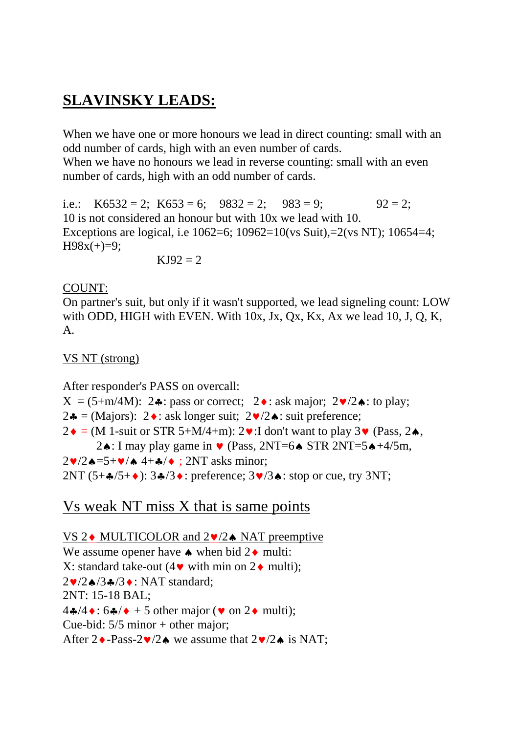## SLAVINSKY LEADS:

When we have one or more honours we lead in direct counting: small with an odd number of cards, high with an even number of cards.
When we have no honours we lead in reverse counting: small with an even number of cards, high with an odd number of cards.

i.e.: K6532 = 2; K653 = 6; 9832 = 2; 983 = 9; 92 = 2;
10 is not considered an honour but with 10x we lead with 10.
Exceptions are logical, i.e 1062=6; 10962=10(vs Suit),=2(vs NT); 10654=4; H98x(+)=9;

KJ92 = 2

COUNT:
On partner's suit, but only if it wasn't supported, we lead signeling count: LOW with ODD, HIGH with EVEN. With 10x, Jx, Qx, Kx, Ax we lead 10, J, Q, K, A.

VS NT (strong)

After responder's PASS on overcall:
X = (5+m/4M): 2♣: pass or correct; 2♦: ask major; 2♥/2♠: to play;
2♣ = (Majors): 2♦: ask longer suit; 2♥/2♠: suit preference;
2♦ = (M 1-suit or STR 5+M/4+m): 2♥:I don't want to play 3♥ (Pass, 2♠,
2♠: I may play game in ♥ (Pass, 2NT=6♠ STR 2NT=5♠+4/5m,
2♥/2♠=5+♥/♠ 4+♣/♦ ; 2NT asks minor;
2NT (5+♣/5+♦): 3♣/3♦: preference; 3♥/3♠: stop or cue, try 3NT;

## Vs weak NT miss X that is same points

VS 2♦ MULTICOLOR and 2♥/2♠ NAT preemptive
We assume opener have ♠ when bid 2♦ multi:
X: standard take-out (4♥ with min on 2♦ multi);
2♥/2♠/3♣/3♦: NAT standard;
2NT: 15-18 BAL;
4♣/4♦: 6♣/♦ + 5 other major (♥ on 2♦ multi);
Cue-bid: 5/5 minor + other major;
After 2♦-Pass-2♥/2♠ we assume that 2♥/2♠ is NAT;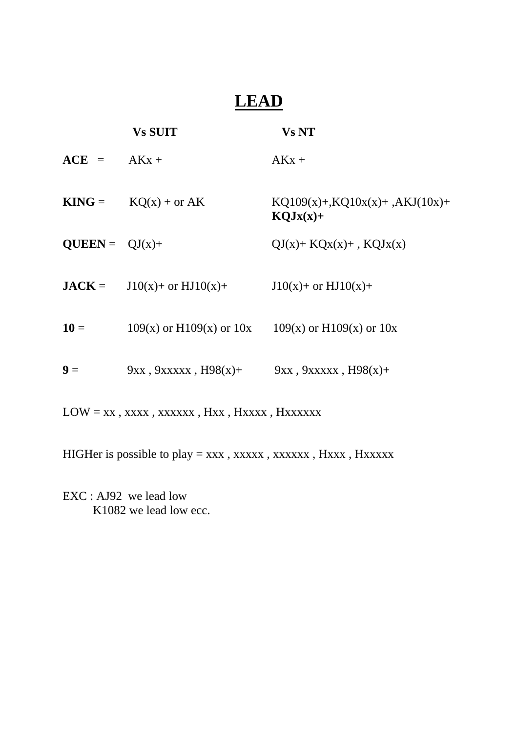# LEAD

| | Vs SUIT | Vs NT |
|---|---|---|
| **ACE** = | AKx + | AKx + |
| **KING** = | KQ(x) + or AK | KQ109(x)+,KQ10x(x)+ ,AKJ(10x)+ **KQJx(x)+** |
| **QUEEN** = | QJ(x)+ | QJ(x)+ KQx(x)+ , KQJx(x) |
| **JACK** = | J10(x)+ or HJ10(x)+ | J10(x)+ or HJ10(x)+ |
| **10** = | 109(x) or H109(x) or 10x | 109(x) or H109(x) or 10x |
| **9** = | 9xx , 9xxxxx , H98(x)+ | 9xx , 9xxxxx , H98(x)+ |

LOW = xx , xxxx , xxxxxx , Hxx , Hxxxx , Hxxxxxx

HIGHer is possible to play = xxx , xxxxx , xxxxxx , Hxxx , Hxxxxx

EXC : AJ92 we lead low
K1082 we lead low ecc.